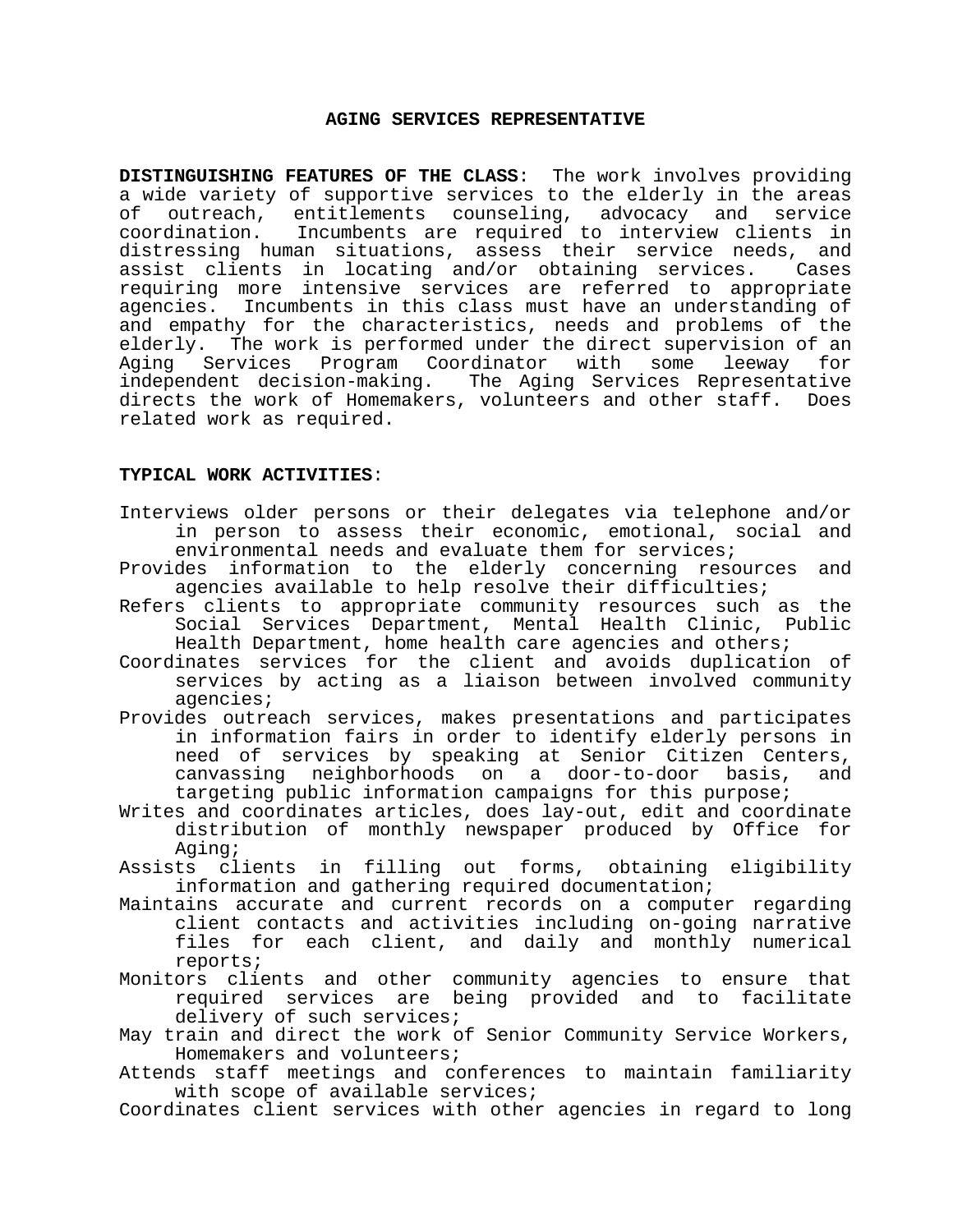# AGING SERVICES REPRESENTATIVE

**DISTINGUISHING FEATURES OF THE CLASS**: The work involves providing a wide variety of supportive services to the elderly in the areas of outreach, entitlements counseling, advocacy and service coordination. Incumbents are required to interview clients in distressing human situations, assess their service needs, and assist clients in locating and/or obtaining services. Cases requiring more intensive services are referred to appropriate agencies. Incumbents in this class must have an understanding of and empathy for the characteristics, needs and problems of the elderly. The work is performed under the direct supervision of an Aging Services Program Coordinator with some leeway for independent decision-making. The Aging Services Representative directs the work of Homemakers, volunteers and other staff. Does related work as required.

**TYPICAL WORK ACTIVITIES**:

- Interviews older persons or their delegates via telephone and/or in person to assess their economic, emotional, social and environmental needs and evaluate them for services;
- Provides information to the elderly concerning resources and agencies available to help resolve their difficulties;
- Refers clients to appropriate community resources such as the Social Services Department, Mental Health Clinic, Public Health Department, home health care agencies and others;
- Coordinates services for the client and avoids duplication of services by acting as a liaison between involved community agencies;
- Provides outreach services, makes presentations and participates in information fairs in order to identify elderly persons in need of services by speaking at Senior Citizen Centers, canvassing neighborhoods on a door-to-door basis, and targeting public information campaigns for this purpose;
- Writes and coordinates articles, does lay-out, edit and coordinate distribution of monthly newspaper produced by Office for Aging;
- Assists clients in filling out forms, obtaining eligibility information and gathering required documentation;
- Maintains accurate and current records on a computer regarding client contacts and activities including on-going narrative files for each client, and daily and monthly numerical reports;
- Monitors clients and other community agencies to ensure that required services are being provided and to facilitate delivery of such services;
- May train and direct the work of Senior Community Service Workers, Homemakers and volunteers;
- Attends staff meetings and conferences to maintain familiarity with scope of available services;
- Coordinates client services with other agencies in regard to long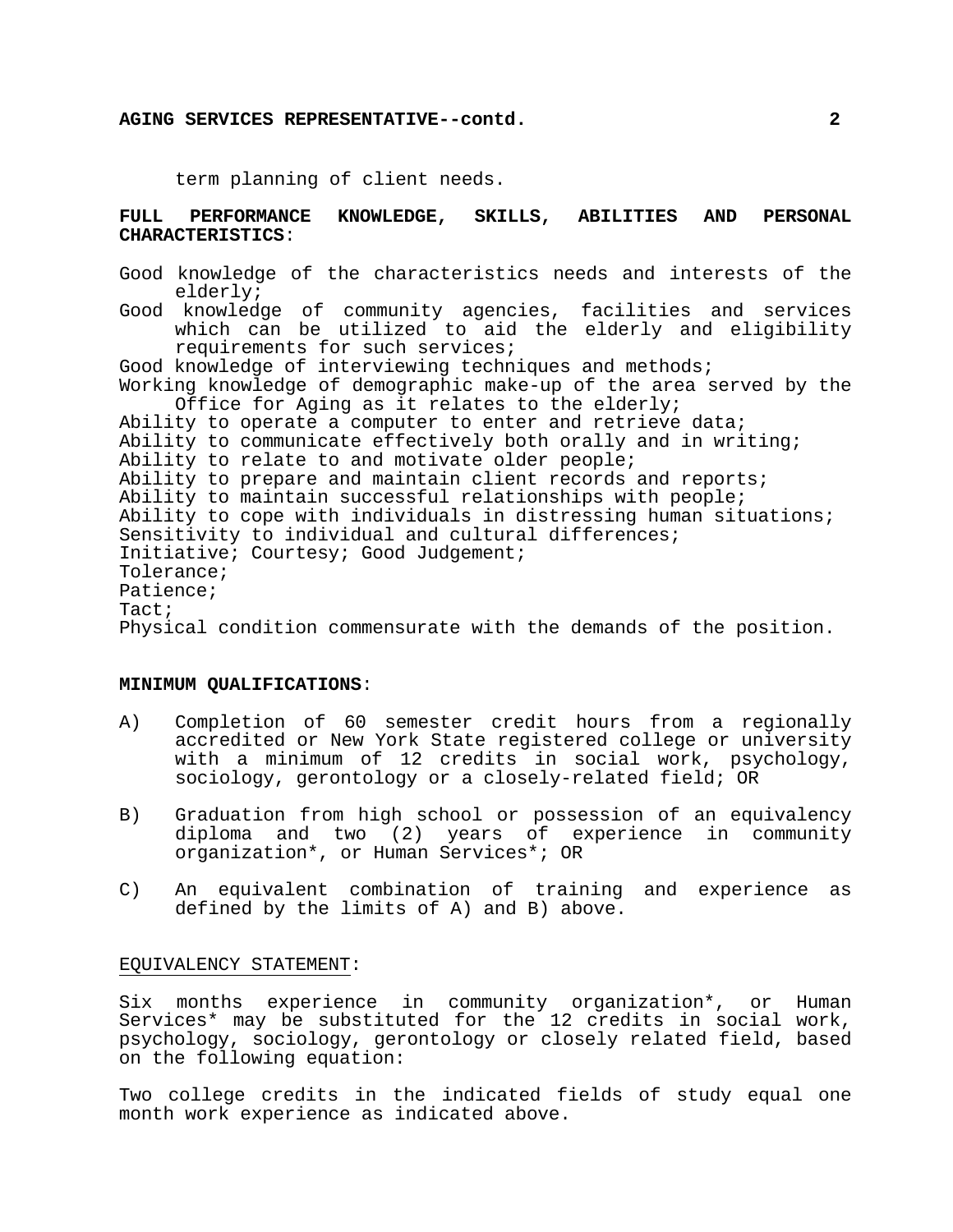term planning of client needs.

**FULL PERFORMANCE KNOWLEDGE, SKILLS, ABILITIES AND PERSONAL CHARACTERISTICS**:

Good knowledge of the characteristics needs and interests of the elderly;
Good knowledge of community agencies, facilities and services which can be utilized to aid the elderly and eligibility requirements for such services;
Good knowledge of interviewing techniques and methods;
Working knowledge of demographic make-up of the area served by the Office for Aging as it relates to the elderly;
Ability to operate a computer to enter and retrieve data;
Ability to communicate effectively both orally and in writing;
Ability to relate to and motivate older people;
Ability to prepare and maintain client records and reports;
Ability to maintain successful relationships with people;
Ability to cope with individuals in distressing human situations;
Sensitivity to individual and cultural differences;
Initiative; Courtesy; Good Judgement;
Tolerance;
Patience;
Tact;
Physical condition commensurate with the demands of the position.

**MINIMUM QUALIFICATIONS**:

A) Completion of 60 semester credit hours from a regionally accredited or New York State registered college or university with a minimum of 12 credits in social work, psychology, sociology, gerontology or a closely-related field; OR

B) Graduation from high school or possession of an equivalency diploma and two (2) years of experience in community organization*, or Human Services*; OR

C) An equivalent combination of training and experience as defined by the limits of A) and B) above.

EQUIVALENCY STATEMENT:

Six months experience in community organization*, or Human Services* may be substituted for the 12 credits in social work, psychology, sociology, gerontology or closely related field, based on the following equation:

Two college credits in the indicated fields of study equal one month work experience as indicated above.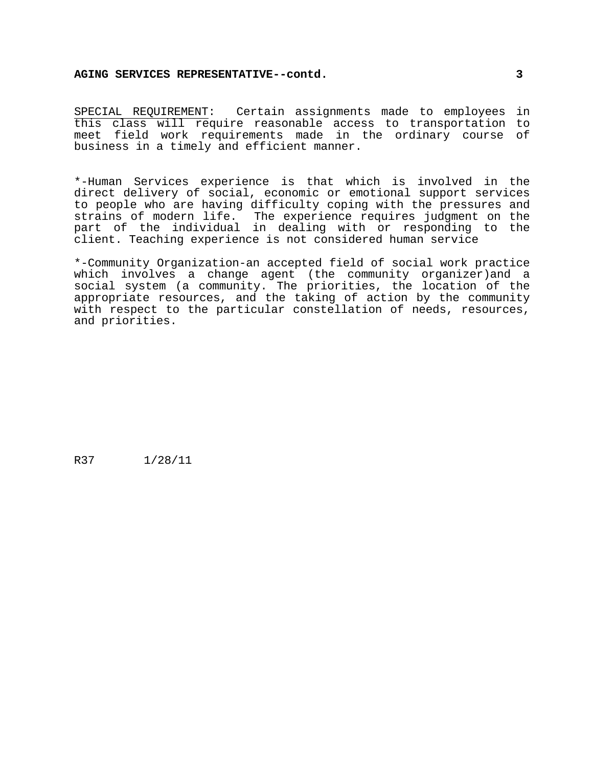SPECIAL REQUIREMENT: Certain assignments made to employees in this class will require reasonable access to transportation to meet field work requirements made in the ordinary course of business in a timely and efficient manner.

*-Human Services experience is that which is involved in the direct delivery of social, economic or emotional support services to people who are having difficulty coping with the pressures and strains of modern life. The experience requires judgment on the part of the individual in dealing with or responding to the client. Teaching experience is not considered human service

*-Community Organization-an accepted field of social work practice which involves a change agent (the community organizer)and a social system (a community. The priorities, the location of the appropriate resources, and the taking of action by the community with respect to the particular constellation of needs, resources, and priorities.

R37 1/28/11